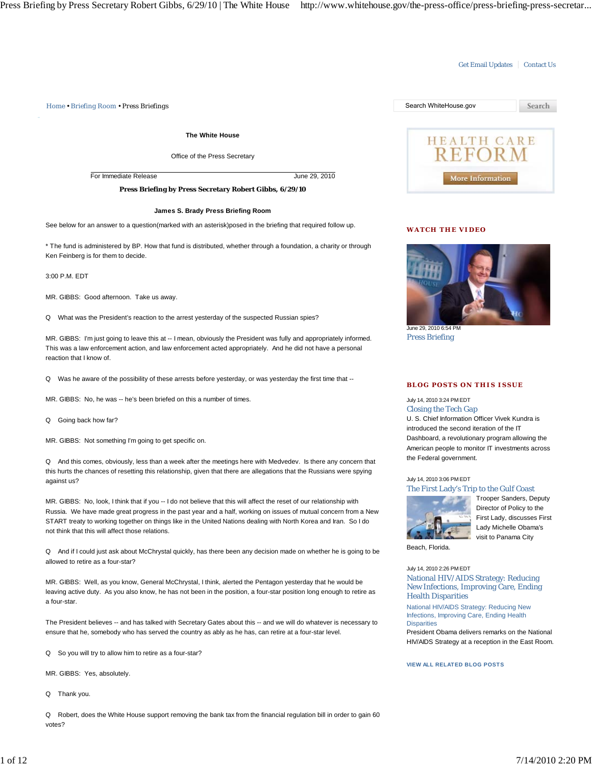Get Email Updates | Contact Us

Home • Briefing Room • Press Briefings

**The White House**

Office of the Press Secretary

For Immediate Release June 29, 2010

## Press Briefing by Press Secretary Robert Gibbs, 6/29/10

**James S. Brady Press Briefing Room**

See below for an answer to a question(marked with an asterisk)posed in the briefing that required follow up.

* The fund is administered by BP. How that fund is distributed, whether through a foundation, a charity or through Ken Feinberg is for them to decide.

3:00 P.M. EDT

MR. GIBBS: Good afternoon. Take us away.

Q What was the President's reaction to the arrest yesterday of the suspected Russian spies?

MR. GIBBS: I'm just going to leave this at -- I mean, obviously the President was fully and appropriately informed. This was a law enforcement action, and law enforcement acted appropriately. And he did not have a personal reaction that I know of.

Q Was he aware of the possibility of these arrests before yesterday, or was yesterday the first time that --

MR. GIBBS: No, he was -- he's been briefed on this a number of times.

Q Going back how far?

MR. GIBBS: Not something I'm going to get specific on.

Q And this comes, obviously, less than a week after the meetings here with Medvedev. Is there any concern that this hurts the chances of resetting this relationship, given that there are allegations that the Russians were spying against us?

MR. GIBBS: No, look, I think that if you -- I do not believe that this will affect the reset of our relationship with Russia. We have made great progress in the past year and a half, working on issues of mutual concern from a New START treaty to working together on things like in the United Nations dealing with North Korea and Iran. So I do not think that this will affect those relations.

Q And if I could just ask about McChrystal quickly, has there been any decision made on whether he is going to be allowed to retire as a four-star?

MR. GIBBS: Well, as you know, General McChrystal, I think, alerted the Pentagon yesterday that he would be leaving active duty. As you also know, he has not been in the position, a four-star position long enough to retire as a four-star.

The President believes -- and has talked with Secretary Gates about this -- and we will do whatever is necessary to ensure that he, somebody who has served the country as ably as he has, can retire at a four-star level.

Q So you will try to allow him to retire as a four-star?

MR. GIBBS: Yes, absolutely.

Q Thank you.

Q Robert, does the White House support removing the bank tax from the financial regulation bill in order to gain 60 votes?

---

**HEALTH CARE REFORM**

More Information

**WATCH THE VIDEO**

June 29, 2010 6:54 PM

Press Briefing

**BLOG POSTS ON THIS ISSUE**

July 14, 2010 3:24 PM EDT

Closing the Tech Gap

U. S. Chief Information Officer Vivek Kundra is introduced the second iteration of the IT Dashboard, a revolutionary program allowing the American people to monitor IT investments across the Federal government.

July 14, 2010 3:06 PM EDT

The First Lady's Trip to the Gulf Coast

Trooper Sanders, Deputy Director of Policy to the First Lady, discusses First Lady Michelle Obama's visit to Panama City Beach, Florida.

July 14, 2010 2:26 PM EDT

National HIV/AIDS Strategy: Reducing New Infections, Improving Care, Ending Health Disparities

National HIV/AIDS Strategy: Reducing New Infections, Improving Care, Ending Health Disparities

President Obama delivers remarks on the National HIV/AIDS Strategy at a reception in the East Room.

VIEW ALL RELATED BLOG POSTS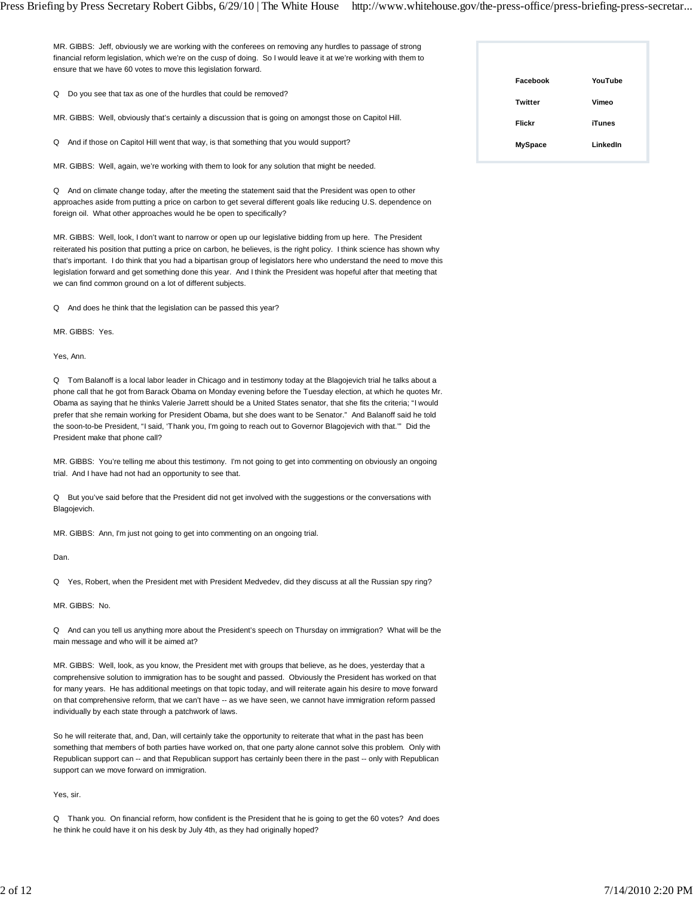MR. GIBBS: Jeff, obviously we are working with the conferees on removing any hurdles to passage of strong financial reform legislation, which we're on the cusp of doing. So I would leave it at we're working with them to ensure that we have 60 votes to move this legislation forward.

Q Do you see that tax as one of the hurdles that could be removed?

MR. GIBBS: Well, obviously that's certainly a discussion that is going on amongst those on Capitol Hill.

Q And if those on Capitol Hill went that way, is that something that you would support?

MR. GIBBS: Well, again, we're working with them to look for any solution that might be needed.

Q And on climate change today, after the meeting the statement said that the President was open to other approaches aside from putting a price on carbon to get several different goals like reducing U.S. dependence on foreign oil. What other approaches would he be open to specifically?

MR. GIBBS: Well, look, I don't want to narrow or open up our legislative bidding from up here. The President reiterated his position that putting a price on carbon, he believes, is the right policy. I think science has shown why that's important. I do think that you had a bipartisan group of legislators here who understand the need to move this legislation forward and get something done this year. And I think the President was hopeful after that meeting that we can find common ground on a lot of different subjects.

Q And does he think that the legislation can be passed this year?

MR. GIBBS: Yes.

Yes, Ann.

Q Tom Balanoff is a local labor leader in Chicago and in testimony today at the Blagojevich trial he talks about a phone call that he got from Barack Obama on Monday evening before the Tuesday election, at which he quotes Mr. Obama as saying that he thinks Valerie Jarrett should be a United States senator, that she fits the criteria; "I would prefer that she remain working for President Obama, but she does want to be Senator." And Balanoff said he told the soon-to-be President, "I said, 'Thank you, I'm going to reach out to Governor Blagojevich with that.'" Did the President make that phone call?

MR. GIBBS: You're telling me about this testimony. I'm not going to get into commenting on obviously an ongoing trial. And I have had not had an opportunity to see that.

Q But you've said before that the President did not get involved with the suggestions or the conversations with Blagojevich.

MR. GIBBS: Ann, I'm just not going to get into commenting on an ongoing trial.

Dan.

Q Yes, Robert, when the President met with President Medvedev, did they discuss at all the Russian spy ring?

MR. GIBBS: No.

Q And can you tell us anything more about the President's speech on Thursday on immigration? What will be the main message and who will it be aimed at?

MR. GIBBS: Well, look, as you know, the President met with groups that believe, as he does, yesterday that a comprehensive solution to immigration has to be sought and passed. Obviously the President has worked on that for many years. He has additional meetings on that topic today, and will reiterate again his desire to move forward on that comprehensive reform, that we can't have -- as we have seen, we cannot have immigration reform passed individually by each state through a patchwork of laws.

So he will reiterate that, and, Dan, will certainly take the opportunity to reiterate that what in the past has been something that members of both parties have worked on, that one party alone cannot solve this problem. Only with Republican support can -- and that Republican support has certainly been there in the past -- only with Republican support can we move forward on immigration.

Yes, sir.

Q Thank you. On financial reform, how confident is the President that he is going to get the 60 votes? And does he think he could have it on his desk by July 4th, as they had originally hoped?

| | |
|---|---|
| Facebook | YouTube |
| Twitter | Vimeo |
| Flickr | iTunes |
| MySpace | LinkedIn |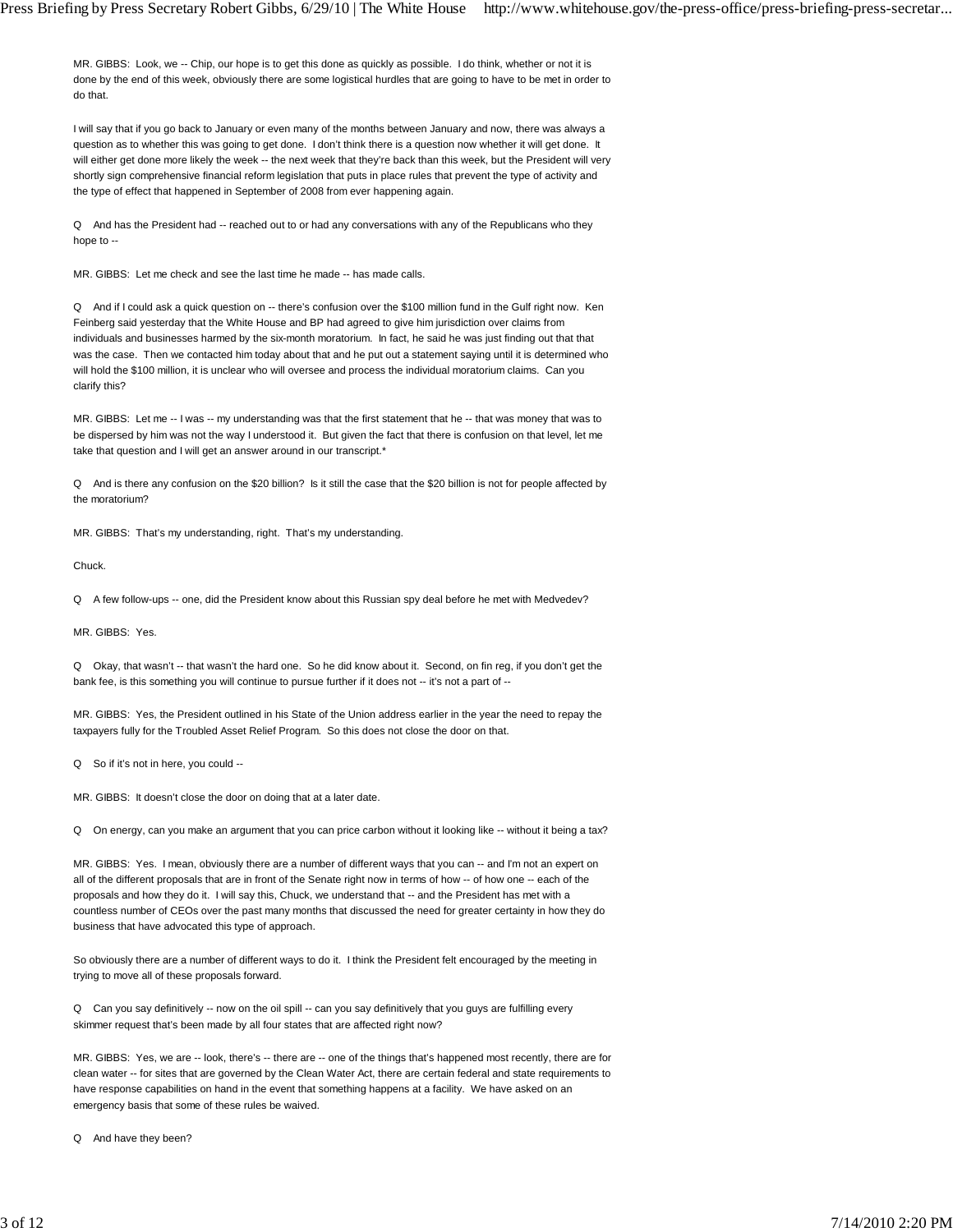MR. GIBBS: Look, we -- Chip, our hope is to get this done as quickly as possible. I do think, whether or not it is done by the end of this week, obviously there are some logistical hurdles that are going to have to be met in order to do that.

I will say that if you go back to January or even many of the months between January and now, there was always a question as to whether this was going to get done. I don't think there is a question now whether it will get done. It will either get done more likely the week -- the next week that they're back than this week, but the President will very shortly sign comprehensive financial reform legislation that puts in place rules that prevent the type of activity and the type of effect that happened in September of 2008 from ever happening again.

Q And has the President had -- reached out to or had any conversations with any of the Republicans who they hope to --

MR. GIBBS: Let me check and see the last time he made -- has made calls.

Q And if I could ask a quick question on -- there's confusion over the $100 million fund in the Gulf right now. Ken Feinberg said yesterday that the White House and BP had agreed to give him jurisdiction over claims from individuals and businesses harmed by the six-month moratorium. In fact, he said he was just finding out that that was the case. Then we contacted him today about that and he put out a statement saying until it is determined who will hold the $100 million, it is unclear who will oversee and process the individual moratorium claims. Can you clarify this?

MR. GIBBS: Let me -- I was -- my understanding was that the first statement that he -- that was money that was to be dispersed by him was not the way I understood it. But given the fact that there is confusion on that level, let me take that question and I will get an answer around in our transcript.*

Q And is there any confusion on the $20 billion? Is it still the case that the $20 billion is not for people affected by the moratorium?

MR. GIBBS: That's my understanding, right. That's my understanding.

Chuck.

Q A few follow-ups -- one, did the President know about this Russian spy deal before he met with Medvedev?

MR. GIBBS: Yes.

Q Okay, that wasn't -- that wasn't the hard one. So he did know about it. Second, on fin reg, if you don't get the bank fee, is this something you will continue to pursue further if it does not -- it's not a part of --

MR. GIBBS: Yes, the President outlined in his State of the Union address earlier in the year the need to repay the taxpayers fully for the Troubled Asset Relief Program. So this does not close the door on that.

Q So if it's not in here, you could --

MR. GIBBS: It doesn't close the door on doing that at a later date.

Q On energy, can you make an argument that you can price carbon without it looking like -- without it being a tax?

MR. GIBBS: Yes. I mean, obviously there are a number of different ways that you can -- and I'm not an expert on all of the different proposals that are in front of the Senate right now in terms of how -- of how one -- each of the proposals and how they do it. I will say this, Chuck, we understand that -- and the President has met with a countless number of CEOs over the past many months that discussed the need for greater certainty in how they do business that have advocated this type of approach.

So obviously there are a number of different ways to do it. I think the President felt encouraged by the meeting in trying to move all of these proposals forward.

Q Can you say definitively -- now on the oil spill -- can you say definitively that you guys are fulfilling every skimmer request that's been made by all four states that are affected right now?

MR. GIBBS: Yes, we are -- look, there's -- there are -- one of the things that's happened most recently, there are for clean water -- for sites that are governed by the Clean Water Act, there are certain federal and state requirements to have response capabilities on hand in the event that something happens at a facility. We have asked on an emergency basis that some of these rules be waived.

Q And have they been?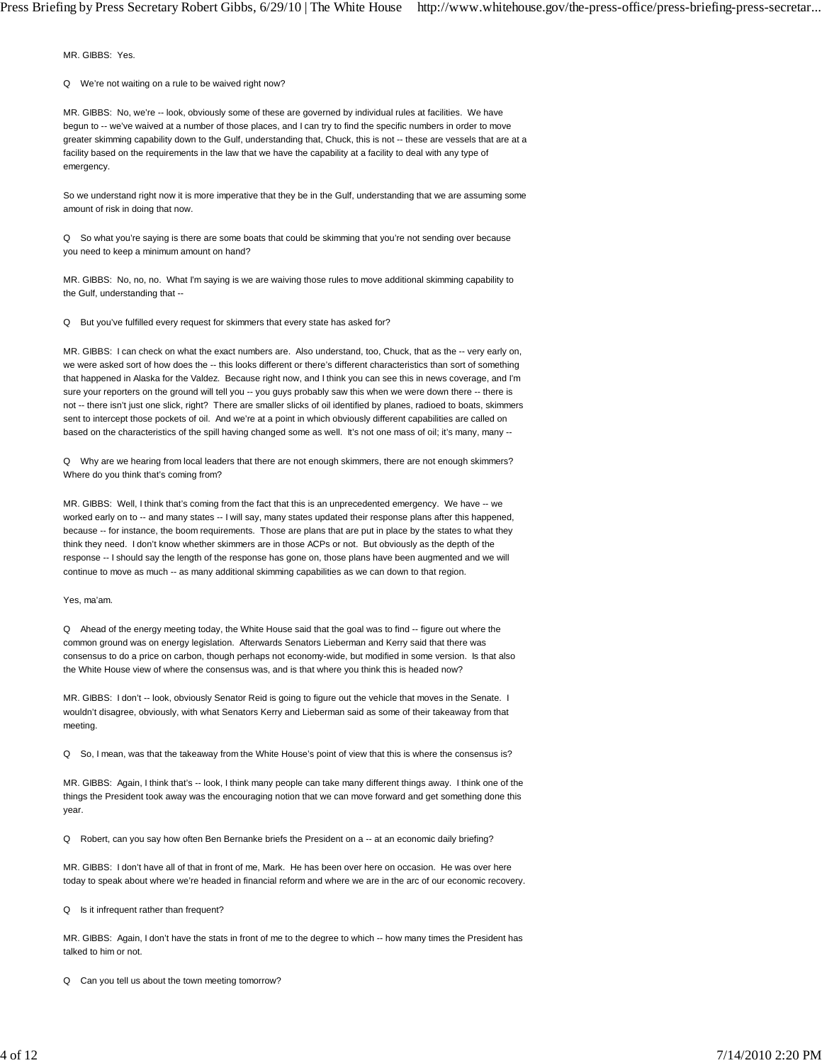MR. GIBBS: Yes.

Q We're not waiting on a rule to be waived right now?

MR. GIBBS: No, we're -- look, obviously some of these are governed by individual rules at facilities. We have begun to -- we've waived at a number of those places, and I can try to find the specific numbers in order to move greater skimming capability down to the Gulf, understanding that, Chuck, this is not -- these are vessels that are at a facility based on the requirements in the law that we have the capability at a facility to deal with any type of emergency.

So we understand right now it is more imperative that they be in the Gulf, understanding that we are assuming some amount of risk in doing that now.

Q So what you're saying is there are some boats that could be skimming that you're not sending over because you need to keep a minimum amount on hand?

MR. GIBBS: No, no, no. What I'm saying is we are waiving those rules to move additional skimming capability to the Gulf, understanding that --

Q But you've fulfilled every request for skimmers that every state has asked for?

MR. GIBBS: I can check on what the exact numbers are. Also understand, too, Chuck, that as the -- very early on, we were asked sort of how does the -- this looks different or there's different characteristics than sort of something that happened in Alaska for the Valdez. Because right now, and I think you can see this in news coverage, and I'm sure your reporters on the ground will tell you -- you guys probably saw this when we were down there -- there is not -- there isn't just one slick, right? There are smaller slicks of oil identified by planes, radioed to boats, skimmers sent to intercept those pockets of oil. And we're at a point in which obviously different capabilities are called on based on the characteristics of the spill having changed some as well. It's not one mass of oil; it's many, many --

Q Why are we hearing from local leaders that there are not enough skimmers, there are not enough skimmers? Where do you think that's coming from?

MR. GIBBS: Well, I think that's coming from the fact that this is an unprecedented emergency. We have -- we worked early on to -- and many states -- I will say, many states updated their response plans after this happened, because -- for instance, the boom requirements. Those are plans that are put in place by the states to what they think they need. I don't know whether skimmers are in those ACPs or not. But obviously as the depth of the response -- I should say the length of the response has gone on, those plans have been augmented and we will continue to move as much -- as many additional skimming capabilities as we can down to that region.

Yes, ma'am.

Q Ahead of the energy meeting today, the White House said that the goal was to find -- figure out where the common ground was on energy legislation. Afterwards Senators Lieberman and Kerry said that there was consensus to do a price on carbon, though perhaps not economy-wide, but modified in some version. Is that also the White House view of where the consensus was, and is that where you think this is headed now?

MR. GIBBS: I don't -- look, obviously Senator Reid is going to figure out the vehicle that moves in the Senate. I wouldn't disagree, obviously, with what Senators Kerry and Lieberman said as some of their takeaway from that meeting.

Q So, I mean, was that the takeaway from the White House's point of view that this is where the consensus is?

MR. GIBBS: Again, I think that's -- look, I think many people can take many different things away. I think one of the things the President took away was the encouraging notion that we can move forward and get something done this year.

Q Robert, can you say how often Ben Bernanke briefs the President on a -- at an economic daily briefing?

MR. GIBBS: I don't have all of that in front of me, Mark. He has been over here on occasion. He was over here today to speak about where we're headed in financial reform and where we are in the arc of our economic recovery.

Q Is it infrequent rather than frequent?

MR. GIBBS: Again, I don't have the stats in front of me to the degree to which -- how many times the President has talked to him or not.

Q Can you tell us about the town meeting tomorrow?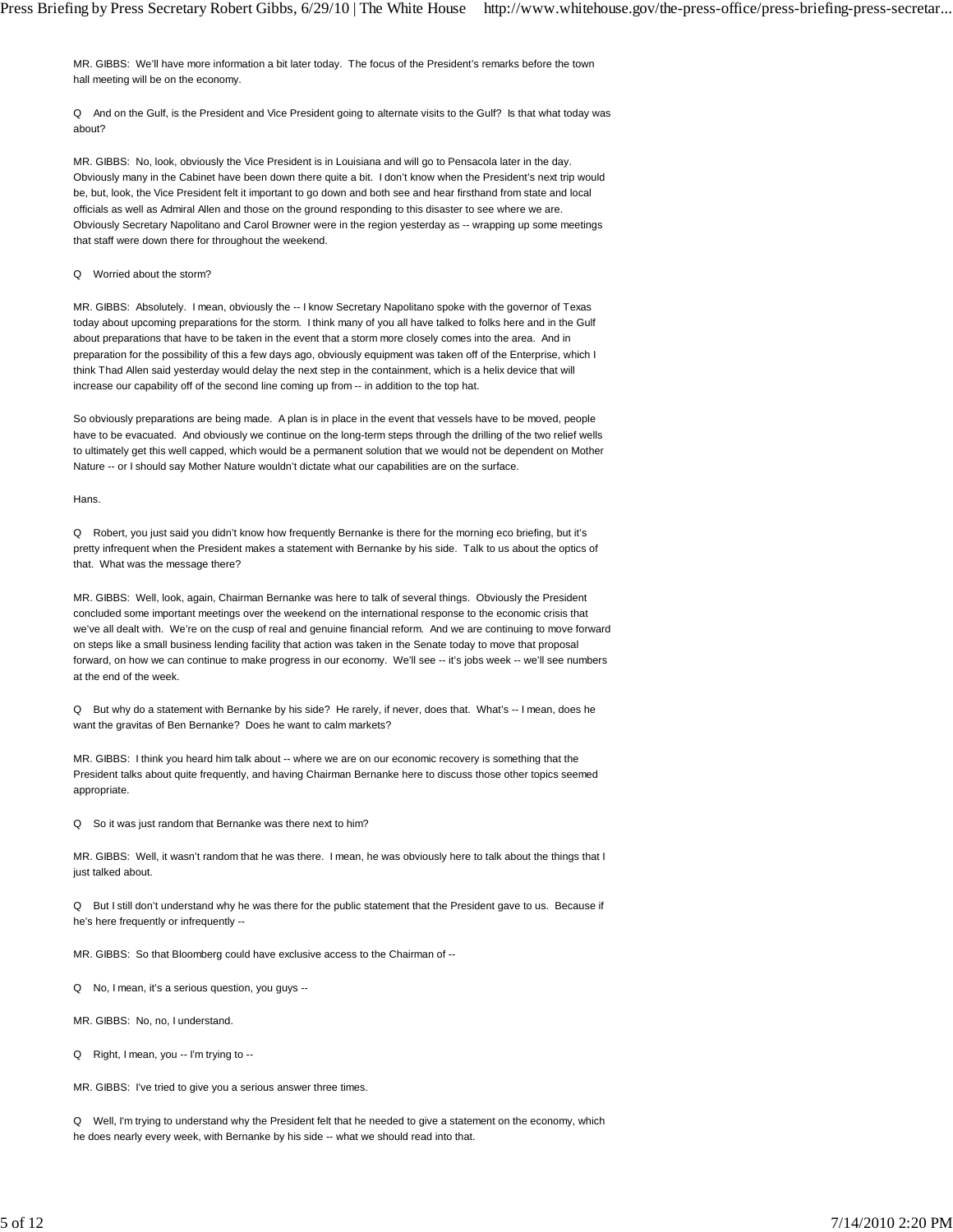MR. GIBBS: We'll have more information a bit later today. The focus of the President's remarks before the town hall meeting will be on the economy.

Q And on the Gulf, is the President and Vice President going to alternate visits to the Gulf? Is that what today was about?

MR. GIBBS: No, look, obviously the Vice President is in Louisiana and will go to Pensacola later in the day. Obviously many in the Cabinet have been down there quite a bit. I don't know when the President's next trip would be, but, look, the Vice President felt it important to go down and both see and hear firsthand from state and local officials as well as Admiral Allen and those on the ground responding to this disaster to see where we are. Obviously Secretary Napolitano and Carol Browner were in the region yesterday as -- wrapping up some meetings that staff were down there for throughout the weekend.

Q Worried about the storm?

MR. GIBBS: Absolutely. I mean, obviously the -- I know Secretary Napolitano spoke with the governor of Texas today about upcoming preparations for the storm. I think many of you all have talked to folks here and in the Gulf about preparations that have to be taken in the event that a storm more closely comes into the area. And in preparation for the possibility of this a few days ago, obviously equipment was taken off of the Enterprise, which I think Thad Allen said yesterday would delay the next step in the containment, which is a helix device that will increase our capability off of the second line coming up from -- in addition to the top hat.

So obviously preparations are being made. A plan is in place in the event that vessels have to be moved, people have to be evacuated. And obviously we continue on the long-term steps through the drilling of the two relief wells to ultimately get this well capped, which would be a permanent solution that we would not be dependent on Mother Nature -- or I should say Mother Nature wouldn't dictate what our capabilities are on the surface.

Hans.

Q Robert, you just said you didn't know how frequently Bernanke is there for the morning eco briefing, but it's pretty infrequent when the President makes a statement with Bernanke by his side. Talk to us about the optics of that. What was the message there?

MR. GIBBS: Well, look, again, Chairman Bernanke was here to talk of several things. Obviously the President concluded some important meetings over the weekend on the international response to the economic crisis that we've all dealt with. We're on the cusp of real and genuine financial reform. And we are continuing to move forward on steps like a small business lending facility that action was taken in the Senate today to move that proposal forward, on how we can continue to make progress in our economy. We'll see -- it's jobs week -- we'll see numbers at the end of the week.

Q But why do a statement with Bernanke by his side? He rarely, if ever, does that. What's -- I mean, does he want the gravitas of Ben Bernanke? Does he want to calm markets?

MR. GIBBS: I think you heard him talk about -- where we are on our economic recovery is something that the President talks about quite frequently, and having Chairman Bernanke here to discuss those other topics seemed appropriate.

Q So it was just random that Bernanke was there next to him?

MR. GIBBS: Well, it wasn't random that he was there. I mean, he was obviously here to talk about the things that I just talked about.

Q But I still don't understand why he was there for the public statement that the President gave to us. Because if he's here frequently or infrequently --

MR. GIBBS: So that Bloomberg could have exclusive access to the Chairman of --

Q No, I mean, it's a serious question, you guys --

MR. GIBBS: No, no, I understand.

Q Right, I mean, you -- I'm trying to --

MR. GIBBS: I've tried to give you a serious answer three times.

Q Well, I'm trying to understand why the President felt that he needed to give a statement on the economy, which he does nearly every week, with Bernanke by his side -- what we should read into that.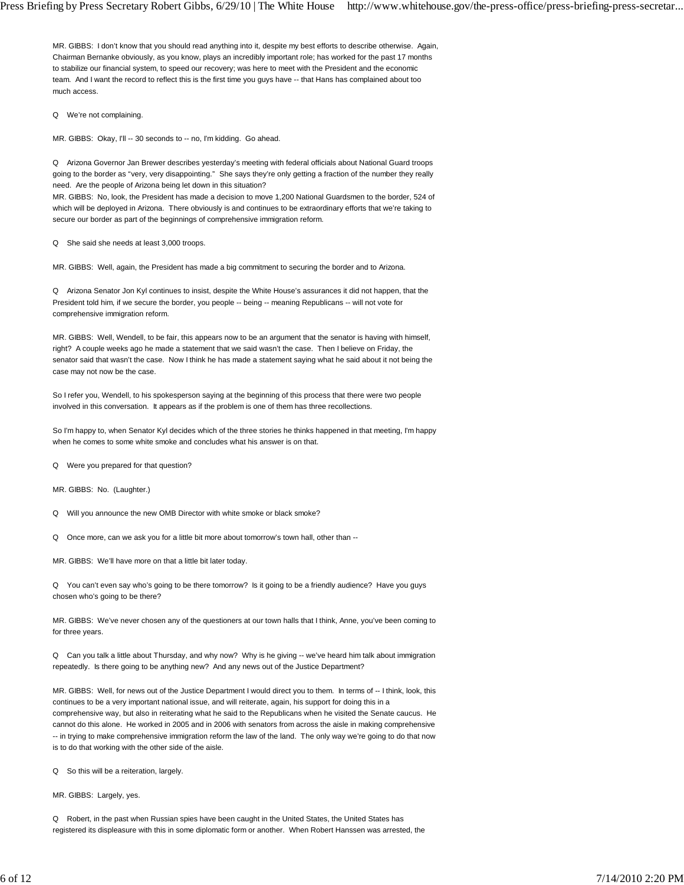MR. GIBBS: I don't know that you should read anything into it, despite my best efforts to describe otherwise. Again, Chairman Bernanke obviously, as you know, plays an incredibly important role; has worked for the past 17 months to stabilize our financial system, to speed our recovery; was here to meet with the President and the economic team. And I want the record to reflect this is the first time you guys have -- that Hans has complained about too much access.

Q We're not complaining.

MR. GIBBS: Okay, I'll -- 30 seconds to -- no, I'm kidding. Go ahead.

Q Arizona Governor Jan Brewer describes yesterday's meeting with federal officials about National Guard troops going to the border as "very, very disappointing." She says they're only getting a fraction of the number they really need. Are the people of Arizona being let down in this situation?
MR. GIBBS: No, look, the President has made a decision to move 1,200 National Guardsmen to the border, 524 of which will be deployed in Arizona. There obviously is and continues to be extraordinary efforts that we're taking to secure our border as part of the beginnings of comprehensive immigration reform.

Q She said she needs at least 3,000 troops.

MR. GIBBS: Well, again, the President has made a big commitment to securing the border and to Arizona.

Q Arizona Senator Jon Kyl continues to insist, despite the White House's assurances it did not happen, that the President told him, if we secure the border, you people -- being -- meaning Republicans -- will not vote for comprehensive immigration reform.

MR. GIBBS: Well, Wendell, to be fair, this appears now to be an argument that the senator is having with himself, right? A couple weeks ago he made a statement that we said wasn't the case. Then I believe on Friday, the senator said that wasn't the case. Now I think he has made a statement saying what he said about it not being the case may not now be the case.

So I refer you, Wendell, to his spokesperson saying at the beginning of this process that there were two people involved in this conversation. It appears as if the problem is one of them has three recollections.

So I'm happy to, when Senator Kyl decides which of the three stories he thinks happened in that meeting, I'm happy when he comes to some white smoke and concludes what his answer is on that.

Q Were you prepared for that question?

MR. GIBBS: No. (Laughter.)

Q Will you announce the new OMB Director with white smoke or black smoke?

Q Once more, can we ask you for a little bit more about tomorrow's town hall, other than --

MR. GIBBS: We'll have more on that a little bit later today.

Q You can't even say who's going to be there tomorrow? Is it going to be a friendly audience? Have you guys chosen who's going to be there?

MR. GIBBS: We've never chosen any of the questioners at our town halls that I think, Anne, you've been coming to for three years.

Q Can you talk a little about Thursday, and why now? Why is he giving -- we've heard him talk about immigration repeatedly. Is there going to be anything new? And any news out of the Justice Department?

MR. GIBBS: Well, for news out of the Justice Department I would direct you to them. In terms of -- I think, look, this continues to be a very important national issue, and will reiterate, again, his support for doing this in a comprehensive way, but also in reiterating what he said to the Republicans when he visited the Senate caucus. He cannot do this alone. He worked in 2005 and in 2006 with senators from across the aisle in making comprehensive -- in trying to make comprehensive immigration reform the law of the land. The only way we're going to do that now is to do that working with the other side of the aisle.

Q So this will be a reiteration, largely.

MR. GIBBS: Largely, yes.

Q Robert, in the past when Russian spies have been caught in the United States, the United States has registered its displeasure with this in some diplomatic form or another. When Robert Hanssen was arrested, the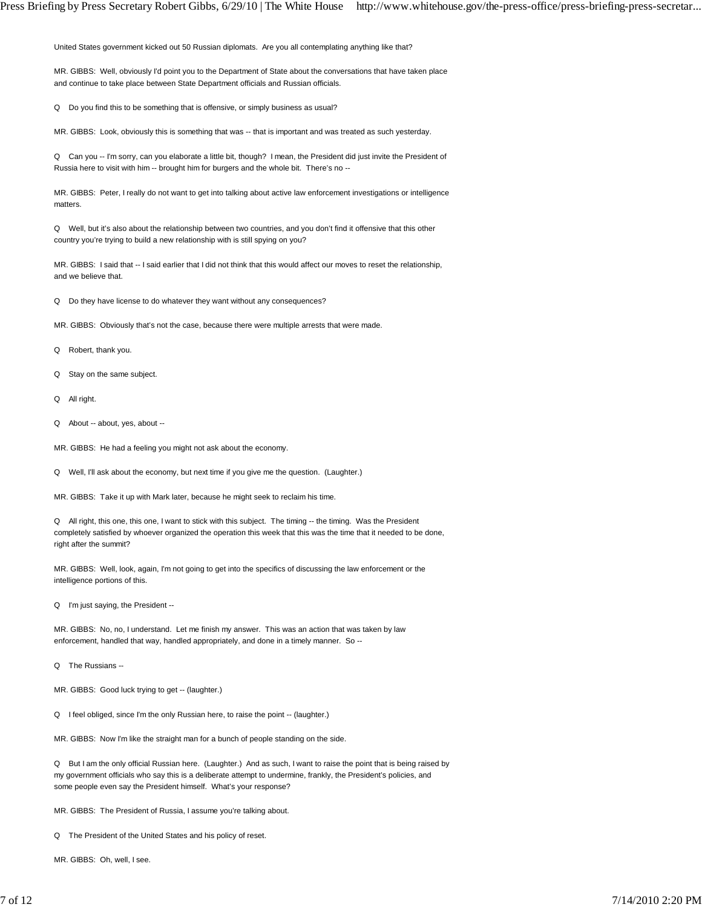United States government kicked out 50 Russian diplomats. Are you all contemplating anything like that?

MR. GIBBS: Well, obviously I'd point you to the Department of State about the conversations that have taken place and continue to take place between State Department officials and Russian officials.

Q Do you find this to be something that is offensive, or simply business as usual?

MR. GIBBS: Look, obviously this is something that was -- that is important and was treated as such yesterday.

Q Can you -- I'm sorry, can you elaborate a little bit, though? I mean, the President did just invite the President of Russia here to visit with him -- brought him for burgers and the whole bit. There's no --

MR. GIBBS: Peter, I really do not want to get into talking about active law enforcement investigations or intelligence matters.

Q Well, but it's also about the relationship between two countries, and you don't find it offensive that this other country you're trying to build a new relationship with is still spying on you?

MR. GIBBS: I said that -- I said earlier that I did not think that this would affect our moves to reset the relationship, and we believe that.

Q Do they have license to do whatever they want without any consequences?

MR. GIBBS: Obviously that's not the case, because there were multiple arrests that were made.

Q Robert, thank you.

Q Stay on the same subject.

Q All right.

Q About -- about, yes, about --

MR. GIBBS: He had a feeling you might not ask about the economy.

Q Well, I'll ask about the economy, but next time if you give me the question. (Laughter.)

MR. GIBBS: Take it up with Mark later, because he might seek to reclaim his time.

Q All right, this one, this one, I want to stick with this subject. The timing -- the timing. Was the President completely satisfied by whoever organized the operation this week that this was the time that it needed to be done, right after the summit?

MR. GIBBS: Well, look, again, I'm not going to get into the specifics of discussing the law enforcement or the intelligence portions of this.

Q I'm just saying, the President --

MR. GIBBS: No, no, I understand. Let me finish my answer. This was an action that was taken by law enforcement, handled that way, handled appropriately, and done in a timely manner. So --

Q The Russians --

MR. GIBBS: Good luck trying to get -- (laughter.)

Q I feel obliged, since I'm the only Russian here, to raise the point -- (laughter.)

MR. GIBBS: Now I'm like the straight man for a bunch of people standing on the side.

Q But I am the only official Russian here. (Laughter.) And as such, I want to raise the point that is being raised by my government officials who say this is a deliberate attempt to undermine, frankly, the President's policies, and some people even say the President himself. What's your response?

MR. GIBBS: The President of Russia, I assume you're talking about.

Q The President of the United States and his policy of reset.

MR. GIBBS: Oh, well, I see.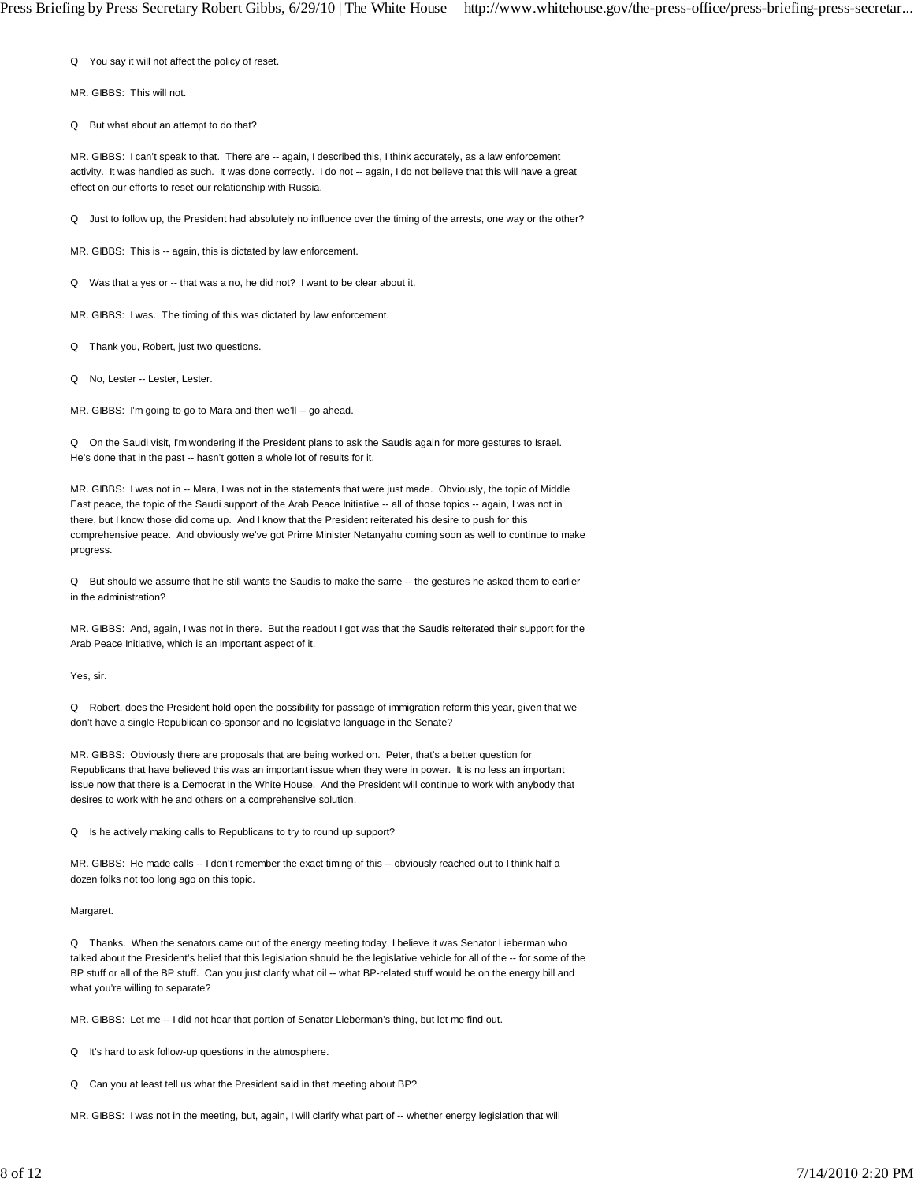Q You say it will not affect the policy of reset.

MR. GIBBS: This will not.

Q But what about an attempt to do that?

MR. GIBBS: I can't speak to that. There are -- again, I described this, I think accurately, as a law enforcement activity. It was handled as such. It was done correctly. I do not -- again, I do not believe that this will have a great effect on our efforts to reset our relationship with Russia.

Q Just to follow up, the President had absolutely no influence over the timing of the arrests, one way or the other?

MR. GIBBS: This is -- again, this is dictated by law enforcement.

Q Was that a yes or -- that was a no, he did not? I want to be clear about it.

MR. GIBBS: I was. The timing of this was dictated by law enforcement.

Q Thank you, Robert, just two questions.

Q No, Lester -- Lester, Lester.

MR. GIBBS: I'm going to go to Mara and then we'll -- go ahead.

Q On the Saudi visit, I'm wondering if the President plans to ask the Saudis again for more gestures to Israel. He's done that in the past -- hasn't gotten a whole lot of results for it.

MR. GIBBS: I was not in -- Mara, I was not in the statements that were just made. Obviously, the topic of Middle East peace, the topic of the Saudi support of the Arab Peace Initiative -- all of those topics -- again, I was not in there, but I know those did come up. And I know that the President reiterated his desire to push for this comprehensive peace. And obviously we've got Prime Minister Netanyahu coming soon as well to continue to make progress.

Q But should we assume that he still wants the Saudis to make the same -- the gestures he asked them to earlier in the administration?

MR. GIBBS: And, again, I was not in there. But the readout I got was that the Saudis reiterated their support for the Arab Peace Initiative, which is an important aspect of it.

Yes, sir.

Q Robert, does the President hold open the possibility for passage of immigration reform this year, given that we don't have a single Republican co-sponsor and no legislative language in the Senate?

MR. GIBBS: Obviously there are proposals that are being worked on. Peter, that's a better question for Republicans that have believed this was an important issue when they were in power. It is no less an important issue now that there is a Democrat in the White House. And the President will continue to work with anybody that desires to work with he and others on a comprehensive solution.

Q Is he actively making calls to Republicans to try to round up support?

MR. GIBBS: He made calls -- I don't remember the exact timing of this -- obviously reached out to I think half a dozen folks not too long ago on this topic.

Margaret.

Q Thanks. When the senators came out of the energy meeting today, I believe it was Senator Lieberman who talked about the President's belief that this legislation should be the legislative vehicle for all of the -- for some of the BP stuff or all of the BP stuff. Can you just clarify what oil -- what BP-related stuff would be on the energy bill and what you're willing to separate?

MR. GIBBS: Let me -- I did not hear that portion of Senator Lieberman's thing, but let me find out.

Q It's hard to ask follow-up questions in the atmosphere.

Q Can you at least tell us what the President said in that meeting about BP?

MR. GIBBS: I was not in the meeting, but, again, I will clarify what part of -- whether energy legislation that will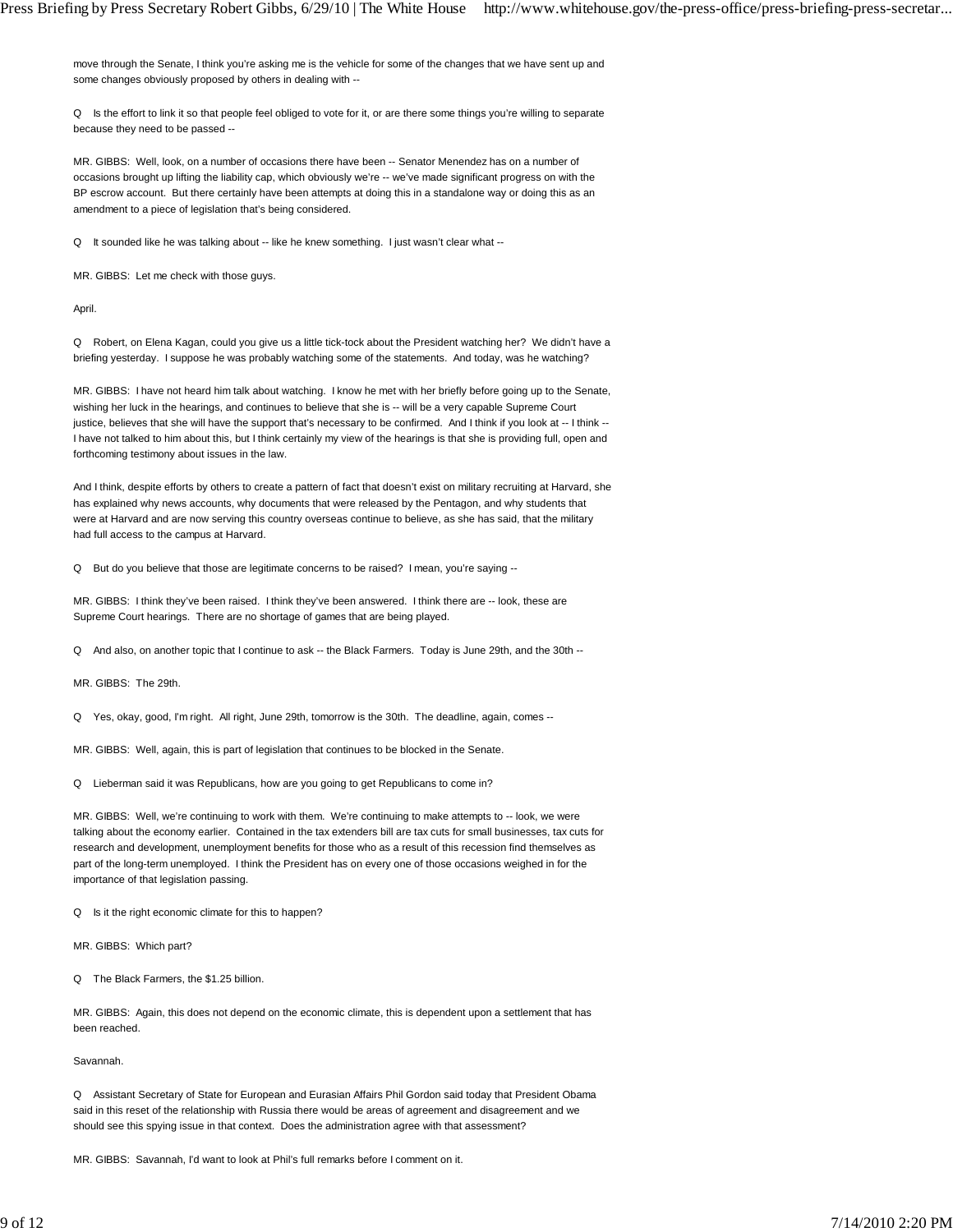move through the Senate, I think you're asking me is the vehicle for some of the changes that we have sent up and some changes obviously proposed by others in dealing with --

Q Is the effort to link it so that people feel obliged to vote for it, or are there some things you're willing to separate because they need to be passed --

MR. GIBBS: Well, look, on a number of occasions there have been -- Senator Menendez has on a number of occasions brought up lifting the liability cap, which obviously we're -- we've made significant progress on with the BP escrow account. But there certainly have been attempts at doing this in a standalone way or doing this as an amendment to a piece of legislation that's being considered.

Q It sounded like he was talking about -- like he knew something. I just wasn't clear what --

MR. GIBBS: Let me check with those guys.

April.

Q Robert, on Elena Kagan, could you give us a little tick-tock about the President watching her? We didn't have a briefing yesterday. I suppose he was probably watching some of the statements. And today, was he watching?

MR. GIBBS: I have not heard him talk about watching. I know he met with her briefly before going up to the Senate, wishing her luck in the hearings, and continues to believe that she is -- will be a very capable Supreme Court justice, believes that she will have the support that's necessary to be confirmed. And I think if you look at -- I think -- I have not talked to him about this, but I think certainly my view of the hearings is that she is providing full, open and forthcoming testimony about issues in the law.

And I think, despite efforts by others to create a pattern of fact that doesn't exist on military recruiting at Harvard, she has explained why news accounts, why documents that were released by the Pentagon, and why students that were at Harvard and are now serving this country overseas continue to believe, as she has said, that the military had full access to the campus at Harvard.

Q But do you believe that those are legitimate concerns to be raised? I mean, you're saying --

MR. GIBBS: I think they've been raised. I think they've been answered. I think there are -- look, these are Supreme Court hearings. There are no shortage of games that are being played.

Q And also, on another topic that I continue to ask -- the Black Farmers. Today is June 29th, and the 30th --

MR. GIBBS: The 29th.

Q Yes, okay, good, I'm right. All right, June 29th, tomorrow is the 30th. The deadline, again, comes --

MR. GIBBS: Well, again, this is part of legislation that continues to be blocked in the Senate.

Q Lieberman said it was Republicans, how are you going to get Republicans to come in?

MR. GIBBS: Well, we're continuing to work with them. We're continuing to make attempts to -- look, we were talking about the economy earlier. Contained in the tax extenders bill are tax cuts for small businesses, tax cuts for research and development, unemployment benefits for those who as a result of this recession find themselves as part of the long-term unemployed. I think the President has on every one of those occasions weighed in for the importance of that legislation passing.

Q Is it the right economic climate for this to happen?

MR. GIBBS: Which part?

Q The Black Farmers, the $1.25 billion.

MR. GIBBS: Again, this does not depend on the economic climate, this is dependent upon a settlement that has been reached.

Savannah.

Q Assistant Secretary of State for European and Eurasian Affairs Phil Gordon said today that President Obama said in this reset of the relationship with Russia there would be areas of agreement and disagreement and we should see this spying issue in that context. Does the administration agree with that assessment?

MR. GIBBS: Savannah, I'd want to look at Phil's full remarks before I comment on it.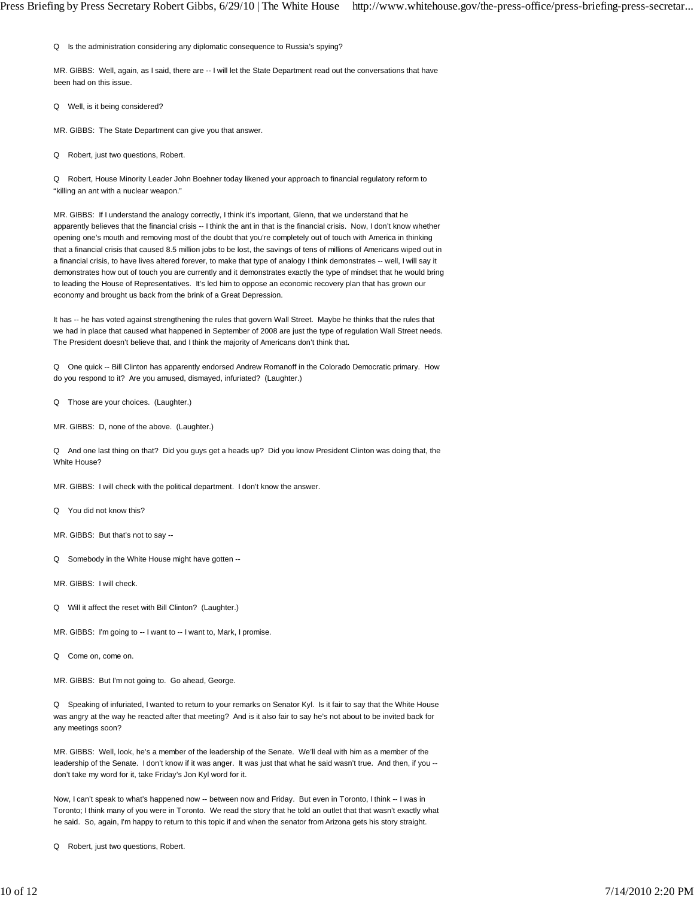Q Is the administration considering any diplomatic consequence to Russia's spying?

MR. GIBBS: Well, again, as I said, there are -- I will let the State Department read out the conversations that have been had on this issue.

Q Well, is it being considered?

MR. GIBBS: The State Department can give you that answer.

Q Robert, just two questions, Robert.

Q Robert, House Minority Leader John Boehner today likened your approach to financial regulatory reform to "killing an ant with a nuclear weapon."

MR. GIBBS: If I understand the analogy correctly, I think it's important, Glenn, that we understand that he apparently believes that the financial crisis -- I think the ant in that is the financial crisis. Now, I don't know whether opening one's mouth and removing most of the doubt that you're completely out of touch with America in thinking that a financial crisis that caused 8.5 million jobs to be lost, the savings of tens of millions of Americans wiped out in a financial crisis, to have lives altered forever, to make that type of analogy I think demonstrates -- well, I will say it demonstrates how out of touch you are currently and it demonstrates exactly the type of mindset that he would bring to leading the House of Representatives. It's led him to oppose an economic recovery plan that has grown our economy and brought us back from the brink of a Great Depression.

It has -- he has voted against strengthening the rules that govern Wall Street. Maybe he thinks that the rules that we had in place that caused what happened in September of 2008 are just the type of regulation Wall Street needs. The President doesn't believe that, and I think the majority of Americans don't think that.

Q One quick -- Bill Clinton has apparently endorsed Andrew Romanoff in the Colorado Democratic primary. How do you respond to it? Are you amused, dismayed, infuriated? (Laughter.)

Q Those are your choices. (Laughter.)

MR. GIBBS: D, none of the above. (Laughter.)

Q And one last thing on that? Did you guys get a heads up? Did you know President Clinton was doing that, the White House?

MR. GIBBS: I will check with the political department. I don't know the answer.

Q You did not know this?

MR. GIBBS: But that's not to say --

Q Somebody in the White House might have gotten --

MR. GIBBS: I will check.

Q Will it affect the reset with Bill Clinton? (Laughter.)

MR. GIBBS: I'm going to -- I want to -- I want to, Mark, I promise.

Q Come on, come on.

MR. GIBBS: But I'm not going to. Go ahead, George.

Q Speaking of infuriated, I wanted to return to your remarks on Senator Kyl. Is it fair to say that the White House was angry at the way he reacted after that meeting? And is it also fair to say he's not about to be invited back for any meetings soon?

MR. GIBBS: Well, look, he's a member of the leadership of the Senate. We'll deal with him as a member of the leadership of the Senate. I don't know if it was anger. It was just that what he said wasn't true. And then, if you -- don't take my word for it, take Friday's Jon Kyl word for it.

Now, I can't speak to what's happened now -- between now and Friday. But even in Toronto, I think -- I was in Toronto; I think many of you were in Toronto. We read the story that he told an outlet that that wasn't exactly what he said. So, again, I'm happy to return to this topic if and when the senator from Arizona gets his story straight.

Q Robert, just two questions, Robert.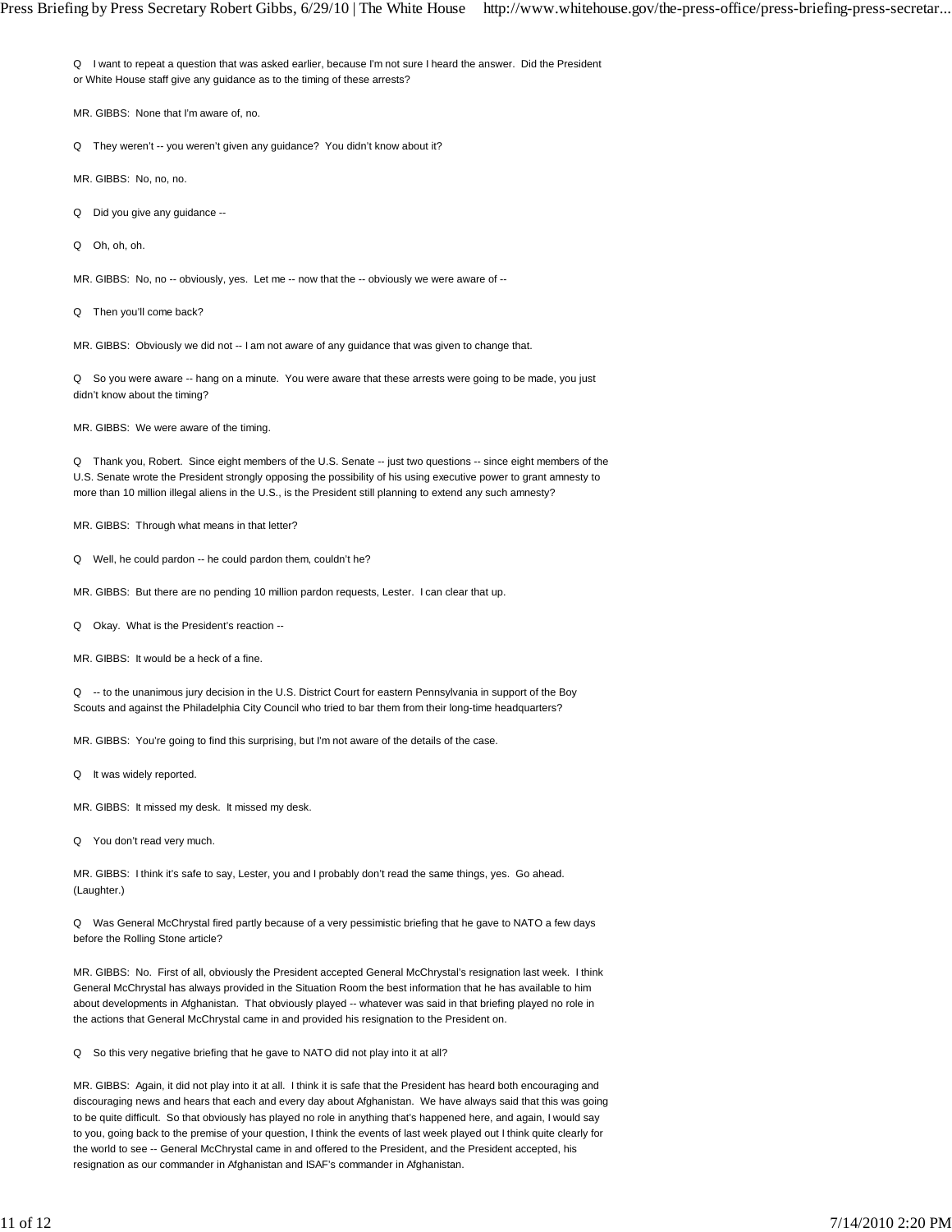Q I want to repeat a question that was asked earlier, because I'm not sure I heard the answer. Did the President or White House staff give any guidance as to the timing of these arrests?

MR. GIBBS: None that I'm aware of, no.

Q They weren't -- you weren't given any guidance? You didn't know about it?

MR. GIBBS: No, no, no.

Q Did you give any guidance --

Q Oh, oh, oh.

MR. GIBBS: No, no -- obviously, yes. Let me -- now that the -- obviously we were aware of --

Q Then you'll come back?

MR. GIBBS: Obviously we did not -- I am not aware of any guidance that was given to change that.

Q So you were aware -- hang on a minute. You were aware that these arrests were going to be made, you just didn't know about the timing?

MR. GIBBS: We were aware of the timing.

Q Thank you, Robert. Since eight members of the U.S. Senate -- just two questions -- since eight members of the U.S. Senate wrote the President strongly opposing the possibility of his using executive power to grant amnesty to more than 10 million illegal aliens in the U.S., is the President still planning to extend any such amnesty?

MR. GIBBS: Through what means in that letter?

Q Well, he could pardon -- he could pardon them, couldn't he?

MR. GIBBS: But there are no pending 10 million pardon requests, Lester. I can clear that up.

Q Okay. What is the President's reaction --

MR. GIBBS: It would be a heck of a fine.

Q -- to the unanimous jury decision in the U.S. District Court for eastern Pennsylvania in support of the Boy Scouts and against the Philadelphia City Council who tried to bar them from their long-time headquarters?

MR. GIBBS: You're going to find this surprising, but I'm not aware of the details of the case.

Q It was widely reported.

MR. GIBBS: It missed my desk. It missed my desk.

Q You don't read very much.

MR. GIBBS: I think it's safe to say, Lester, you and I probably don't read the same things, yes. Go ahead. (Laughter.)

Q Was General McChrystal fired partly because of a very pessimistic briefing that he gave to NATO a few days before the Rolling Stone article?

MR. GIBBS: No. First of all, obviously the President accepted General McChrystal's resignation last week. I think General McChrystal has always provided in the Situation Room the best information that he has available to him about developments in Afghanistan. That obviously played -- whatever was said in that briefing played no role in the actions that General McChrystal came in and provided his resignation to the President on.

Q So this very negative briefing that he gave to NATO did not play into it at all?

MR. GIBBS: Again, it did not play into it at all. I think it is safe that the President has heard both encouraging and discouraging news and hears that each and every day about Afghanistan. We have always said that this was going to be quite difficult. So that obviously has played no role in anything that's happened here, and again, I would say to you, going back to the premise of your question, I think the events of last week played out I think quite clearly for the world to see -- General McChrystal came in and offered to the President, and the President accepted, his resignation as our commander in Afghanistan and ISAF's commander in Afghanistan.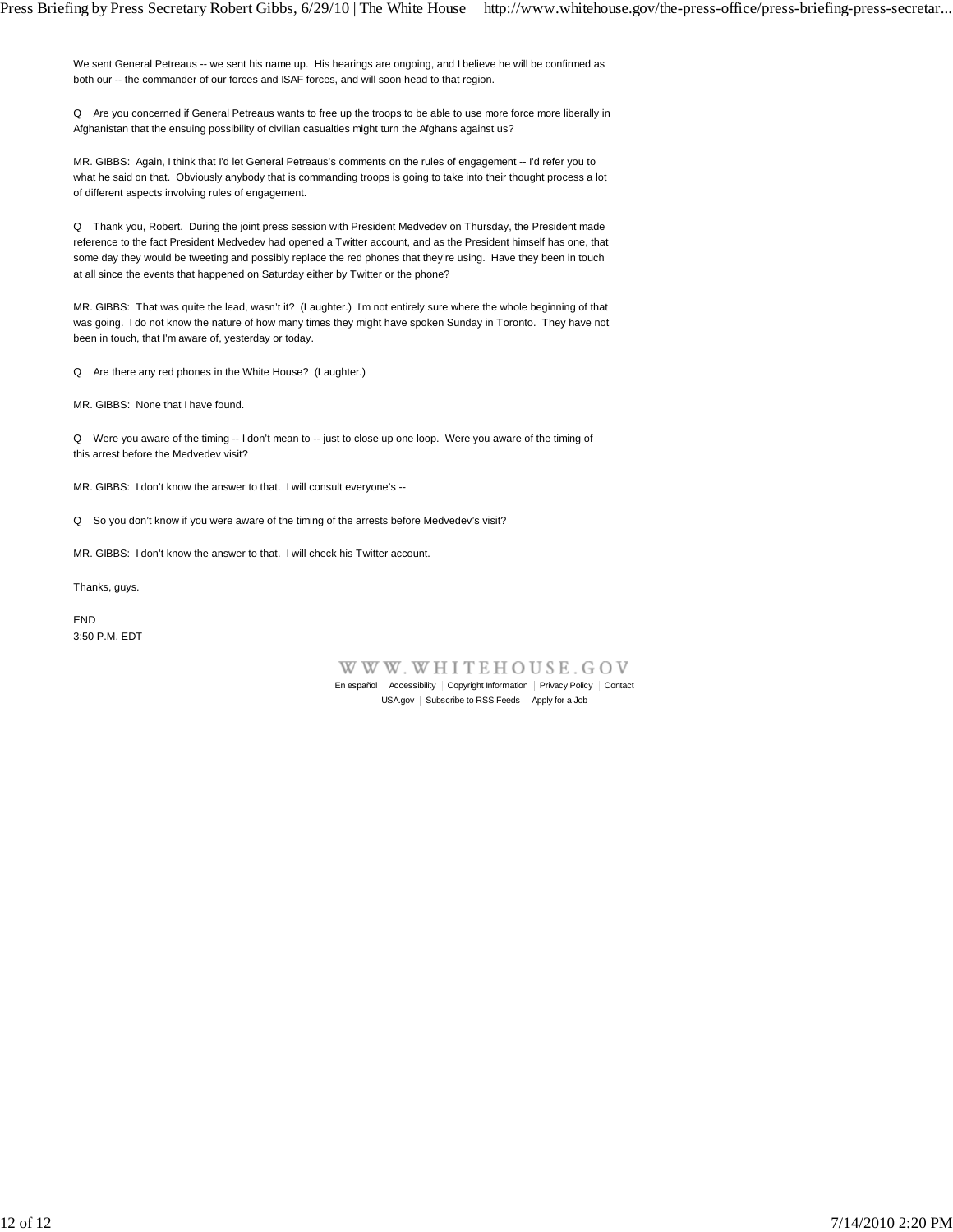We sent General Petreaus -- we sent his name up. His hearings are ongoing, and I believe he will be confirmed as both our -- the commander of our forces and ISAF forces, and will soon head to that region.

Q Are you concerned if General Petreaus wants to free up the troops to be able to use more force more liberally in Afghanistan that the ensuing possibility of civilian casualties might turn the Afghans against us?

MR. GIBBS: Again, I think that I'd let General Petreaus's comments on the rules of engagement -- I'd refer you to what he said on that. Obviously anybody that is commanding troops is going to take into their thought process a lot of different aspects involving rules of engagement.

Q Thank you, Robert. During the joint press session with President Medvedev on Thursday, the President made reference to the fact President Medvedev had opened a Twitter account, and as the President himself has one, that some day they would be tweeting and possibly replace the red phones that they're using. Have they been in touch at all since the events that happened on Saturday either by Twitter or the phone?

MR. GIBBS: That was quite the lead, wasn't it? (Laughter.) I'm not entirely sure where the whole beginning of that was going. I do not know the nature of how many times they might have spoken Sunday in Toronto. They have not been in touch, that I'm aware of, yesterday or today.

Q Are there any red phones in the White House? (Laughter.)

MR. GIBBS: None that I have found.

Q Were you aware of the timing -- I don't mean to -- just to close up one loop. Were you aware of the timing of this arrest before the Medvedev visit?

MR. GIBBS: I don't know the answer to that. I will consult everyone's --

Q So you don't know if you were aware of the timing of the arrests before Medvedev's visit?

MR. GIBBS: I don't know the answer to that. I will check his Twitter account.

Thanks, guys.

END
3:50 P.M. EDT

WWW.WHITEHOUSE.GOV

En español | Accessibility | Copyright Information | Privacy Policy | Contact
USA.gov | Subscribe to RSS Feeds | Apply for a Job